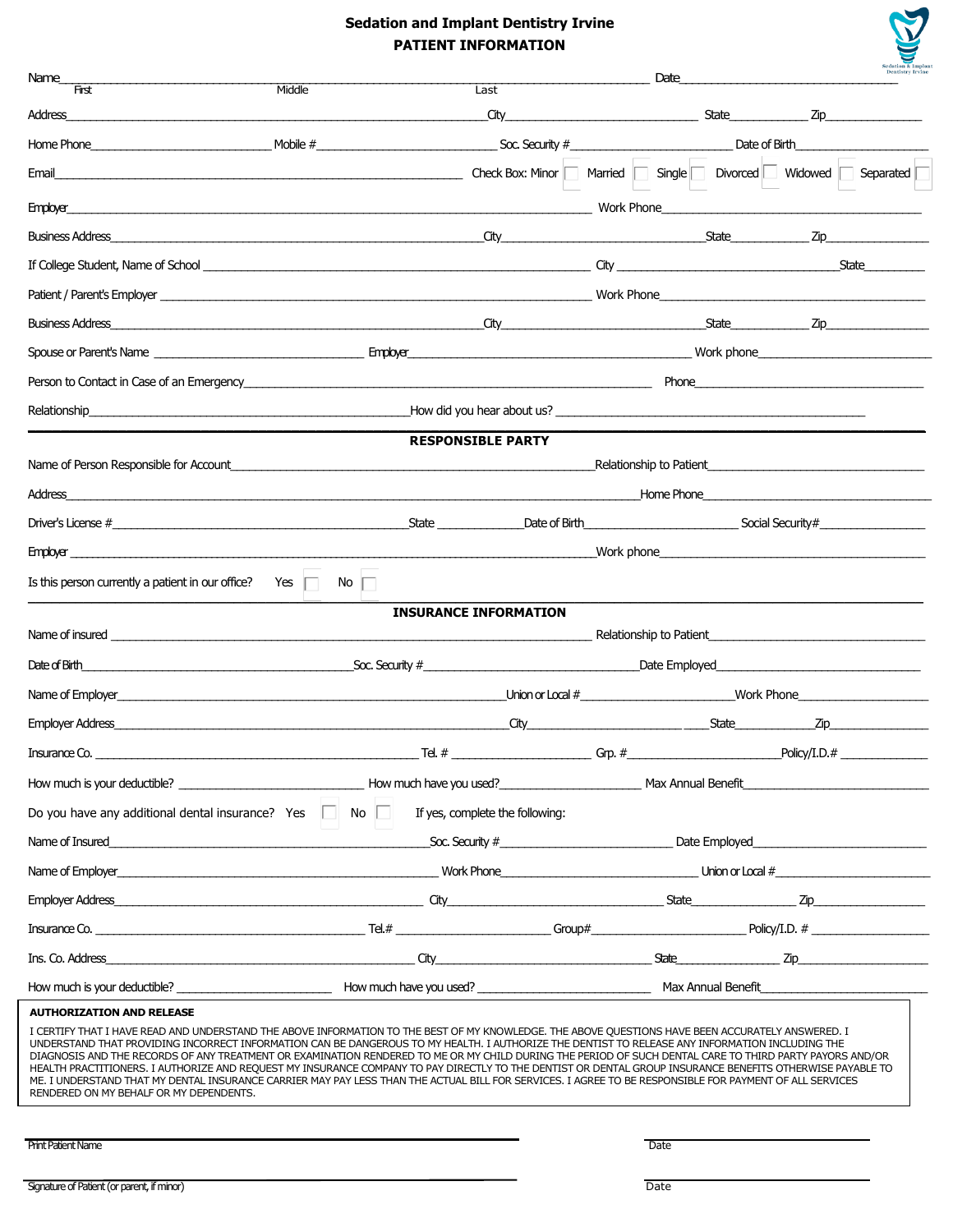# Sedation and Implant Dentistry Irvine

## PATIENT INFORMATION

Name\_\_\_\_\_\_\_\_\_\_\_\_\_\_\_\_\_\_\_\_\_\_\_\_\_\_\_\_\_\_\_\_\_\_\_\_\_\_\_\_\_\_\_\_\_\_\_\_ Date\_\_\_\_\_\_\_\_\_\_\_\_\_\_\_\_\_\_\_\_
First Middle Last

Address\_\_\_\_\_\_\_\_\_\_\_\_\_\_\_\_\_\_\_\_\_\_\_\_\_\_\_\_\_\_ City\_\_\_\_\_\_\_\_\_\_\_\_\_\_\_\_ State\_\_\_\_\_\_ Zip\_\_\_\_\_\_\_\_

Home Phone\_\_\_\_\_\_\_\_\_\_\_\_\_\_\_ Mobile #\_\_\_\_\_\_\_\_\_\_\_\_\_\_\_ Soc. Security #\_\_\_\_\_\_\_\_\_\_\_\_\_\_ Date of Birth\_\_\_\_\_\_\_\_\_\_

Email\_\_\_\_\_\_\_\_\_\_\_\_\_\_\_\_\_\_\_\_\_\_\_\_\_\_\_\_\_\_\_\_\_\_ Check Box: Minor ☐ Married ☐ Single ☐ Divorced ☐ Widowed ☐ Separated ☐

Employer\_\_\_\_\_\_\_\_\_\_\_\_\_\_\_\_\_\_\_\_\_\_\_\_\_\_\_\_\_\_\_\_\_\_\_\_\_\_ Work Phone\_\_\_\_\_\_\_\_\_\_\_\_\_\_\_\_\_\_\_\_

Business Address\_\_\_\_\_\_\_\_\_\_\_\_\_\_\_\_\_\_\_\_\_\_\_\_\_\_\_\_\_\_ City\_\_\_\_\_\_\_\_\_\_\_\_\_\_\_\_ State\_\_\_\_\_\_ Zip\_\_\_\_\_\_\_\_

If College Student, Name of School \_\_\_\_\_\_\_\_\_\_\_\_\_\_\_\_\_\_\_\_\_\_\_\_\_\_\_\_\_\_ City \_\_\_\_\_\_\_\_\_\_\_\_\_\_\_\_ State\_\_\_\_\_\_

Patient / Parent's Employer \_\_\_\_\_\_\_\_\_\_\_\_\_\_\_\_\_\_\_\_\_\_\_\_\_\_\_\_\_\_ Work Phone\_\_\_\_\_\_\_\_\_\_\_\_\_\_\_\_\_\_\_\_

Business Address\_\_\_\_\_\_\_\_\_\_\_\_\_\_\_\_\_\_\_\_\_\_\_\_\_\_\_\_\_\_ City\_\_\_\_\_\_\_\_\_\_\_\_\_\_\_\_ State\_\_\_\_\_\_ Zip\_\_\_\_\_\_\_\_

Spouse or Parent's Name \_\_\_\_\_\_\_\_\_\_\_\_\_\_\_\_ Employer\_\_\_\_\_\_\_\_\_\_\_\_\_\_\_\_\_\_\_\_ Work phone\_\_\_\_\_\_\_\_\_\_\_\_\_\_

Person to Contact in Case of an Emergency\_\_\_\_\_\_\_\_\_\_\_\_\_\_\_\_\_\_\_\_\_\_\_\_\_\_\_\_\_\_ Phone\_\_\_\_\_\_\_\_\_\_\_\_\_\_\_\_\_\_\_\_

Relationship\_\_\_\_\_\_\_\_\_\_\_\_\_\_\_\_\_\_\_\_\_\_\_\_ How did you hear about us? \_\_\_\_\_\_\_\_\_\_\_\_\_\_\_\_\_\_\_\_\_\_\_\_

## RESPONSIBLE PARTY

Name of Person Responsible for Account\_\_\_\_\_\_\_\_\_\_\_\_\_\_\_\_\_\_\_\_\_\_\_\_\_\_\_\_\_\_ Relationship to Patient\_\_\_\_\_\_\_\_\_\_\_\_\_\_\_\_\_\_\_\_

Address\_\_\_\_\_\_\_\_\_\_\_\_\_\_\_\_\_\_\_\_\_\_\_\_\_\_\_\_\_\_\_\_\_\_\_\_\_\_ Home Phone\_\_\_\_\_\_\_\_\_\_\_\_\_\_\_\_\_\_\_\_

Driver's License #\_\_\_\_\_\_\_\_\_\_\_\_\_\_\_\_\_\_\_\_\_\_\_\_ State \_\_\_\_\_\_ Date of Birth\_\_\_\_\_\_\_\_\_\_\_\_ Social Security#\_\_\_\_\_\_\_\_\_\_

Employer \_\_\_\_\_\_\_\_\_\_\_\_\_\_\_\_\_\_\_\_\_\_\_\_\_\_\_\_\_\_\_\_\_\_\_\_\_\_ Work phone\_\_\_\_\_\_\_\_\_\_\_\_\_\_\_\_\_\_\_\_

Is this person currently a patient in our office? Yes ☐ No ☐

## INSURANCE INFORMATION

Name of insured \_\_\_\_\_\_\_\_\_\_\_\_\_\_\_\_\_\_\_\_\_\_\_\_\_\_\_\_\_\_\_\_\_\_\_\_\_\_ Relationship to Patient\_\_\_\_\_\_\_\_\_\_\_\_\_\_\_\_\_\_\_\_

Date of Birth\_\_\_\_\_\_\_\_\_\_\_\_\_\_\_\_\_\_\_\_\_\_\_\_ Soc. Security #\_\_\_\_\_\_\_\_\_\_\_\_\_\_\_\_ Date Employed\_\_\_\_\_\_\_\_\_\_\_\_\_\_\_\_

Name of Employer\_\_\_\_\_\_\_\_\_\_\_\_\_\_\_\_\_\_\_\_\_\_\_\_\_\_\_\_\_\_ Union or Local #\_\_\_\_\_\_\_\_\_\_\_\_ Work Phone\_\_\_\_\_\_\_\_\_\_

Employer Address\_\_\_\_\_\_\_\_\_\_\_\_\_\_\_\_\_\_\_\_\_\_\_\_\_\_\_\_\_\_ City\_\_\_\_\_\_\_\_\_\_\_\_ State\_\_\_\_\_\_ Zip\_\_\_\_\_\_\_\_

Insurance Co. \_\_\_\_\_\_\_\_\_\_\_\_\_\_\_\_\_\_\_\_\_\_\_\_ Tel. # \_\_\_\_\_\_\_\_\_\_ Grp. #\_\_\_\_\_\_\_\_\_\_\_\_ Policy/I.D.# \_\_\_\_\_\_\_

How much is your deductible? \_\_\_\_\_\_\_\_\_\_\_\_\_\_ How much have you used?\_\_\_\_\_\_\_\_\_\_\_\_ Max Annual Benefit\_\_\_\_\_\_\_\_\_\_\_\_\_\_

Do you have any additional dental insurance? Yes ☐ No ☐ If yes, complete the following:

Name of Insured\_\_\_\_\_\_\_\_\_\_\_\_\_\_\_\_\_\_\_\_\_\_\_\_ Soc. Security #\_\_\_\_\_\_\_\_\_\_\_\_\_\_ Date Employed\_\_\_\_\_\_\_\_\_\_\_\_\_\_

Name of Employer\_\_\_\_\_\_\_\_\_\_\_\_\_\_\_\_\_\_\_\_\_\_\_\_ Work Phone\_\_\_\_\_\_\_\_\_\_\_\_\_\_\_\_ Union or Local #\_\_\_\_\_\_\_\_\_\_\_\_

Employer Address\_\_\_\_\_\_\_\_\_\_\_\_\_\_\_\_\_\_\_\_\_\_\_\_ City\_\_\_\_\_\_\_\_\_\_\_\_\_\_\_\_ State\_\_\_\_\_\_\_\_ Zip\_\_\_\_\_\_\_\_

Insurance Co. \_\_\_\_\_\_\_\_\_\_\_\_\_\_\_\_\_\_\_\_ Tel.# \_\_\_\_\_\_\_\_\_\_\_\_ Group#\_\_\_\_\_\_\_\_\_\_\_\_ Policy/I.D. # \_\_\_\_\_\_\_\_\_

Ins. Co. Address\_\_\_\_\_\_\_\_\_\_\_\_\_\_\_\_\_\_\_\_\_\_\_\_ City\_\_\_\_\_\_\_\_\_\_\_\_\_\_\_\_ State\_\_\_\_\_\_\_\_ Zip\_\_\_\_\_\_\_\_\_\_

How much is your deductible? \_\_\_\_\_\_\_\_\_\_\_\_ How much have you used? \_\_\_\_\_\_\_\_\_\_\_\_\_\_ Max Annual Benefit\_\_\_\_\_\_\_\_\_\_\_\_\_\_

**AUTHORIZATION AND RELEASE**

I CERTIFY THAT I HAVE READ AND UNDERSTAND THE ABOVE INFORMATION TO THE BEST OF MY KNOWLEDGE. THE ABOVE QUESTIONS HAVE BEEN ACCURATELY ANSWERED. I UNDERSTAND THAT PROVIDING INCORRECT INFORMATION CAN BE DANGEROUS TO MY HEALTH. I AUTHORIZE THE DENTIST TO RELEASE ANY INFORMATION INCLUDING THE DIAGNOSIS AND THE RECORDS OF ANY TREATMENT OR EXAMINATION RENDERED TO ME OR MY CHILD DURING THE PERIOD OF SUCH DENTAL CARE TO THIRD PARTY PAYORS AND/OR HEALTH PRACTITIONERS. I AUTHORIZE AND REQUEST MY INSURANCE COMPANY TO PAY DIRECTLY TO THE DENTIST OR DENTAL GROUP INSURANCE BENEFITS OTHERWISE PAYABLE TO ME. I UNDERSTAND THAT MY DENTAL INSURANCE CARRIER MAY PAY LESS THAN THE ACTUAL BILL FOR SERVICES. I AGREE TO BE RESPONSIBLE FOR PAYMENT OF ALL SERVICES RENDERED ON MY BEHALF OR MY DEPENDENTS.

\_\_\_\_\_\_\_\_\_\_\_\_\_\_\_\_\_\_\_\_\_\_\_\_\_\_\_\_\_\_ \_\_\_\_\_\_\_\_\_\_\_\_\_\_\_\_
Print Patient Name Date

\_\_\_\_\_\_\_\_\_\_\_\_\_\_\_\_\_\_\_\_\_\_\_\_\_\_\_\_\_\_ \_\_\_\_\_\_\_\_\_\_\_\_\_\_\_\_
Signature of Patient (or parent, if minor) Date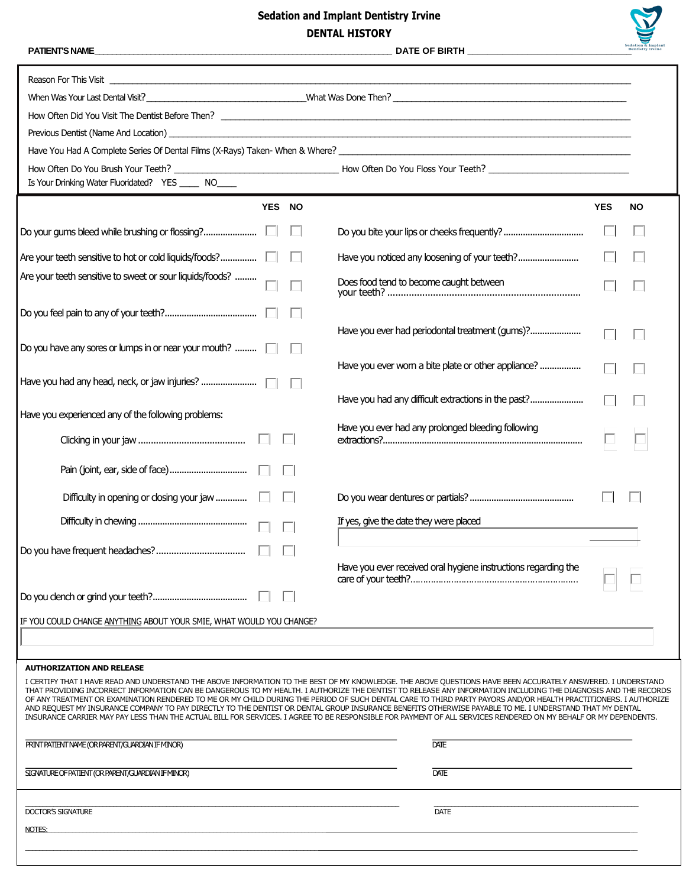# Sedation and Implant Dentistry Irvine

## DENTAL HISTORY

**PATIENT'S NAME** ______________________________ **DATE OF BIRTH** ______________________________

Reason For This Visit ______________________________

When Was Your Last Dental Visit? ______________________________ What Was Done Then? ______________________________

How Often Did You Visit The Dentist Before Then? ______________________________

Previous Dentist (Name And Location) ______________________________

Have You Had A Complete Series Of Dental Films (X-Rays) Taken- When & Where? ______________________________

How Often Do You Brush Your Teeth? ______________________________ How Often Do You Floss Your Teeth? ______________________________

Is Your Drinking Water Fluoridated? YES ____ NO____

| | YES | NO |
|---|---|---|
| Do your gums bleed while brushing or flossing? | ☐ | ☐ |
| Are your teeth sensitive to hot or cold liquids/foods? | ☐ | ☐ |
| Are your teeth sensitive to sweet or sour liquids/foods? | ☐ | ☐ |
| Do you feel pain to any of your teeth? | ☐ | ☐ |
| Do you have any sores or lumps in or near your mouth? | ☐ | ☐ |
| Have you had any head, neck, or jaw injuries? | ☐ | ☐ |
| Have you experienced any of the following problems: | | |
| Clicking in your jaw | ☐ | ☐ |
| Pain (joint, ear, side of face) | ☐ | ☐ |
| Difficulty in opening or closing your jaw | ☐ | ☐ |
| Difficulty in chewing | ☐ | ☐ |
| Do you have frequent headaches? | ☐ | ☐ |
| Do you clench or grind your teeth? | ☐ | ☐ |

| | YES | NO |
|---|---|---|
| Do you bite your lips or cheeks frequently? | ☐ | ☐ |
| Have you noticed any loosening of your teeth? | ☐ | ☐ |
| Does food tend to become caught between your teeth? | ☐ | ☐ |
| Have you ever had periodontal treatment (gums)? | ☐ | ☐ |
| Have you ever worn a bite plate or other appliance? | ☐ | ☐ |
| Have you had any difficult extractions in the past? | ☐ | ☐ |
| Have you ever had any prolonged bleeding following extractions? | ☐ | ☐ |
| Do you wear dentures or partials? | ☐ | ☐ |
| If yes, give the date they were placed ______________ | | |
| Have you ever received oral hygiene instructions regarding the care of your teeth? | ☐ | ☐ |

IF YOU COULD CHANGE ANYTHING ABOUT YOUR SMIE, WHAT WOULD YOU CHANGE?

______________________________

**AUTHORIZATION AND RELEASE**

I CERTIFY THAT I HAVE READ AND UNDERSTAND THE ABOVE INFORMATION TO THE BEST OF MY KNOWLEDGE. THE ABOVE QUESTIONS HAVE BEEN ACCURATELY ANSWERED. I UNDERSTAND THAT PROVIDING INCORRECT INFORMATION CAN BE DANGEROUS TO MY HEALTH. I AUTHORIZE THE DENTIST TO RELEASE ANY INFORMATION INCLUDING THE DIAGNOSIS AND THE RECORDS OF ANY TREATMENT OR EXAMINATION RENDERED TO ME OR MY CHILD DURING THE PERIOD OF SUCH DENTAL CARE TO THIRD PARTY PAYORS AND/OR HEALTH PRACTITIONERS. I AUTHORIZE AND REQUEST MY INSURANCE COMPANY TO PAY DIRECTLY TO THE DENTIST OR DENTAL GROUP INSURANCE BENEFITS OTHERWISE PAYABLE TO ME. I UNDERSTAND THAT MY DENTAL INSURANCE CARRIER MAY PAY LESS THAN THE ACTUAL BILL FOR SERVICES. I AGREE TO BE RESPONSIBLE FOR PAYMENT OF ALL SERVICES RENDERED ON MY BEHALF OR MY DEPENDENTS.

______________________________ ______________________________
PRINT PATIENT NAME (OR PARENT/GUARDIAN IF MINOR) DATE

______________________________ ______________________________
SIGNATURE OF PATIENT (OR PARENT/GUARDIAN IF MINOR) DATE

______________________________ ______________________________
DOCTOR'S SIGNATURE DATE

NOTES: ______________________________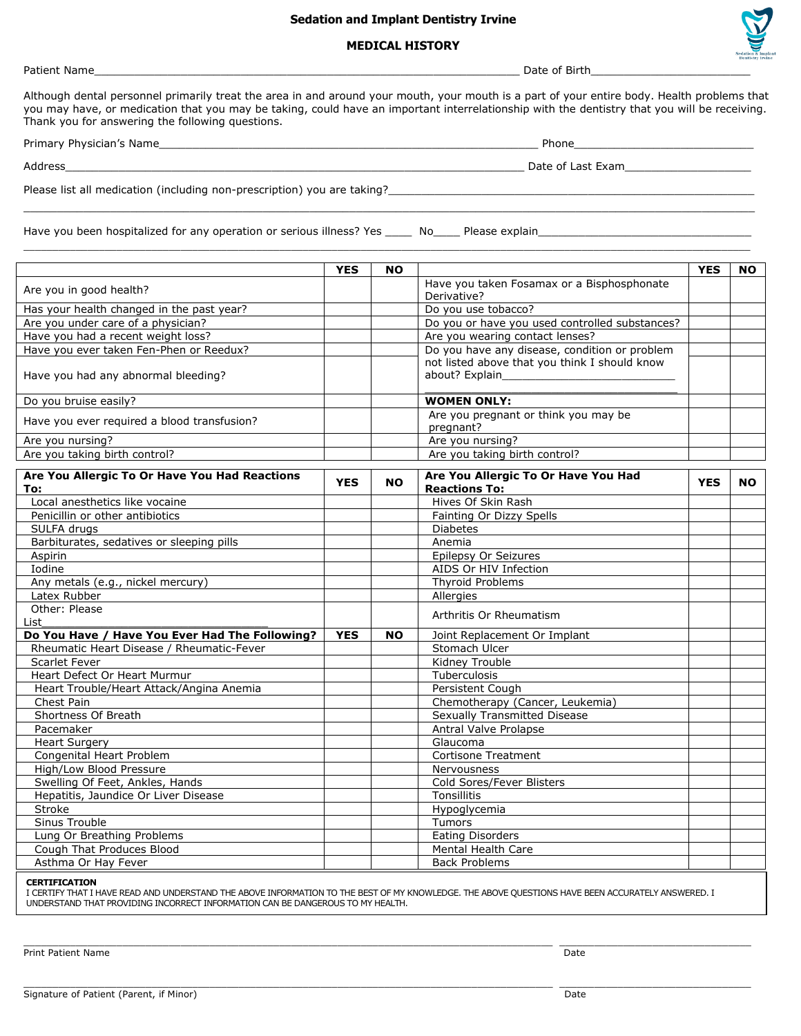# Sedation and Implant Dentistry Irvine

## MEDICAL HISTORY

Patient Name_________________________________________________________________ Date of Birth__________________________

Although dental personnel primarily treat the area in and around your mouth, your mouth is a part of your entire body. Health problems that you may have, or medication that you may be taking, could have an important interrelationship with the dentistry that you will be receiving. Thank you for answering the following questions.

Primary Physician's Name____________________________________________________________ Phone_____________________________

Address________________________________________________________________________ Date of Last Exam____________________

Please list all medication (including non-prescription) you are taking?_____________________________________________________________

_______________________________________________________________________________________________________________

Have you been hospitalized for any operation or serious illness? Yes _____ No____ Please explain__________________________________

_______________________________________________________________________________________________________________

| | YES | NO | | YES | NO |
|---|---|---|---|---|---|
| Are you in good health? | | | Have you taken Fosamax or a Bisphosphonate Derivative? | | |
| Has your health changed in the past year? | | | Do you use tobacco? | | |
| Are you under care of a physician? | | | Do you or have you used controlled substances? | | |
| Have you had a recent weight loss? | | | Are you wearing contact lenses? | | |
| Have you ever taken Fen-Phen or Reedux? | | | Do you have any disease, condition or problem not listed above that you think I should know about? Explain_____________________________ ________________________________________ | | |
| Have you had any abnormal bleeding? | | | | | |
| Do you bruise easily? | | | **WOMEN ONLY:** | | |
| Have you ever required a blood transfusion? | | | Are you pregnant or think you may be pregnant? | | |
| Are you nursing? | | | Are you nursing? | | |
| Are you taking birth control? | | | Are you taking birth control? | | |

| **Are You Allergic To Or Have You Had Reactions To:** | **YES** | **NO** | **Are You Allergic To Or Have You Had Reactions To:** | **YES** | **NO** |
|---|---|---|---|---|---|
| Local anesthetics like vocaine | | | Hives Of Skin Rash | | |
| Penicillin or other antibiotics | | | Fainting Or Dizzy Spells | | |
| SULFA drugs | | | Diabetes | | |
| Barbiturates, sedatives or sleeping pills | | | Anemia | | |
| Aspirin | | | Epilepsy Or Seizures | | |
| Iodine | | | AIDS Or HIV Infection | | |
| Any metals (e.g., nickel mercury) | | | Thyroid Problems | | |
| Latex Rubber | | | Allergies | | |
| Other: Please List__________________________________ | | | Arthritis Or Rheumatism | | |
| **Do You Have / Have You Ever Had The Following?** | **YES** | **NO** | Joint Replacement Or Implant | | |
| Rheumatic Heart Disease / Rheumatic-Fever | | | Stomach Ulcer | | |
| Scarlet Fever | | | Kidney Trouble | | |
| Heart Defect Or Heart Murmur | | | Tuberculosis | | |
| Heart Trouble/Heart Attack/Angina Anemia | | | Persistent Cough | | |
| Chest Pain | | | Chemotherapy (Cancer, Leukemia) | | |
| Shortness Of Breath | | | Sexually Transmitted Disease | | |
| Pacemaker | | | Antral Valve Prolapse | | |
| Heart Surgery | | | Glaucoma | | |
| Congenital Heart Problem | | | Cortisone Treatment | | |
| High/Low Blood Pressure | | | Nervousness | | |
| Swelling Of Feet, Ankles, Hands | | | Cold Sores/Fever Blisters | | |
| Hepatitis, Jaundice Or Liver Disease | | | Tonsillitis | | |
| Stroke | | | Hypoglycemia | | |
| Sinus Trouble | | | Tumors | | |
| Lung Or Breathing Problems | | | Eating Disorders | | |
| Cough That Produces Blood | | | Mental Health Care | | |
| Asthma Or Hay Fever | | | Back Problems | | |

**CERTIFICATION**

I CERTIFY THAT I HAVE READ AND UNDERSTAND THE ABOVE INFORMATION TO THE BEST OF MY KNOWLEDGE. THE ABOVE QUESTIONS HAVE BEEN ACCURATELY ANSWERED. I UNDERSTAND THAT PROVIDING INCORRECT INFORMATION CAN BE DANGEROUS TO MY HEALTH.

_______________________________________________________________________________ __________________________________

Print Patient Name Date

_______________________________________________________________________________ __________________________________

Signature of Patient (Parent, if Minor) Date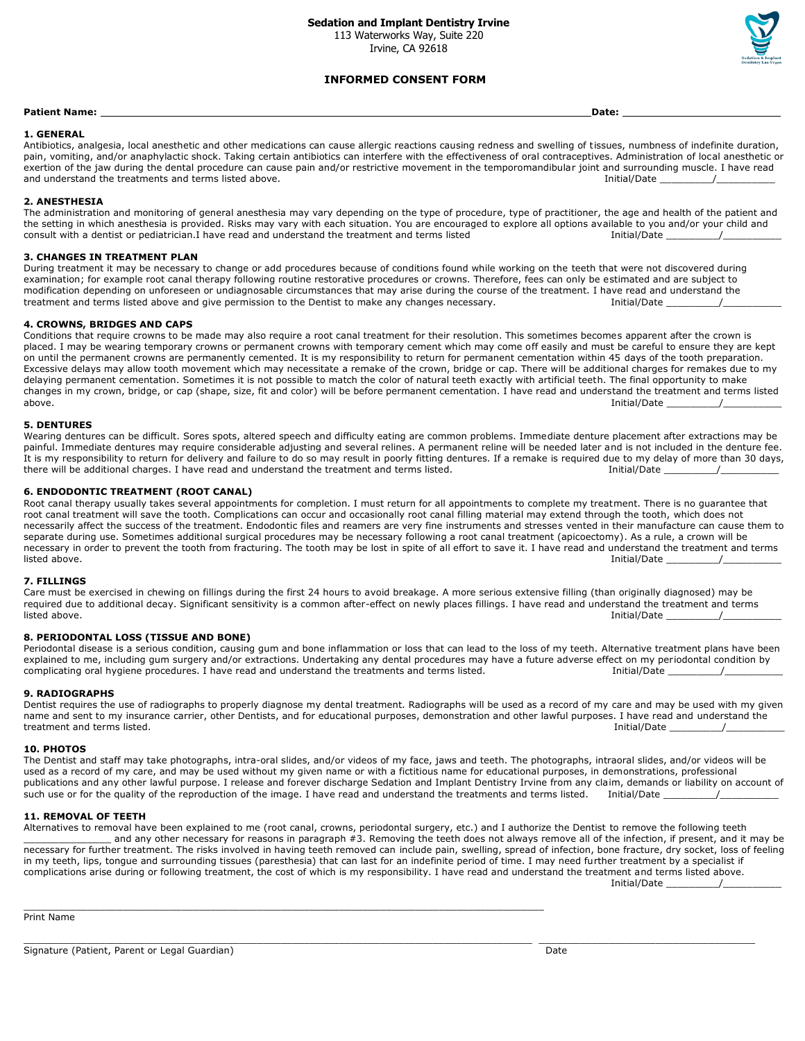**Sedation and Implant Dentistry Irvine**
113 Waterworks Way, Suite 220
Irvine, CA 92618

# INFORMED CONSENT FORM

**Patient Name:** ______________________________________________ **Date:** ____________________

### 1. GENERAL

Antibiotics, analgesia, local anesthetic and other medications can cause allergic reactions causing redness and swelling of tissues, numbness of indefinite duration, pain, vomiting, and/or anaphylactic shock. Taking certain antibiotics can interfere with the effectiveness of oral contraceptives. Administration of local anesthetic or exertion of the jaw during the dental procedure can cause pain and/or restrictive movement in the temporomandibular joint and surrounding muscle. I have read and understand the treatments and terms listed above. Initial/Date _________/__________

### 2. ANESTHESIA

The administration and monitoring of general anesthesia may vary depending on the type of procedure, type of practitioner, the age and health of the patient and the setting in which anesthesia is provided. Risks may vary with each situation. You are encouraged to explore all options available to you and/or your child and consult with a dentist or pediatrician.I have read and understand the treatment and terms listed Initial/Date _________/__________

### 3. CHANGES IN TREATMENT PLAN

During treatment it may be necessary to change or add procedures because of conditions found while working on the teeth that were not discovered during examination; for example root canal therapy following routine restorative procedures or crowns. Therefore, fees can only be estimated and are subject to modification depending on unforeseen or undiagnosable circumstances that may arise during the course of the treatment. I have read and understand the treatment and terms listed above and give permission to the Dentist to make any changes necessary. Initial/Date _________/__________

### 4. CROWNS, BRIDGES AND CAPS

Conditions that require crowns to be made may also require a root canal treatment for their resolution. This sometimes becomes apparent after the crown is placed. I may be wearing temporary crowns or permanent crowns with temporary cement which may come off easily and must be careful to ensure they are kept on until the permanent crowns are permanently cemented. It is my responsibility to return for permanent cementation within 45 days of the tooth preparation. Excessive delays may allow tooth movement which may necessitate a remake of the crown, bridge or cap. There will be additional charges for remakes due to my delaying permanent cementation. Sometimes it is not possible to match the color of natural teeth exactly with artificial teeth. The final opportunity to make changes in my crown, bridge, or cap (shape, size, fit and color) will be before permanent cementation. I have read and understand the treatment and terms listed above. Initial/Date _________/__________

### 5. DENTURES

Wearing dentures can be difficult. Sores spots, altered speech and difficulty eating are common problems. Immediate denture placement after extractions may be painful. Immediate dentures may require considerable adjusting and several relines. A permanent reline will be needed later and is not included in the denture fee. It is my responsibility to return for delivery and failure to do so may result in poorly fitting dentures. If a remake is required due to my delay of more than 30 days, there will be additional charges. I have read and understand the treatment and terms listed. Initial/Date _________/__________

### 6. ENDODONTIC TREATMENT (ROOT CANAL)

Root canal therapy usually takes several appointments for completion. I must return for all appointments to complete my treatment. There is no guarantee that root canal treatment will save the tooth. Complications can occur and occasionally root canal filling material may extend through the tooth, which does not necessarily affect the success of the treatment. Endodontic files and reamers are very fine instruments and stresses vented in their manufacture can cause them to separate during use. Sometimes additional surgical procedures may be necessary following a root canal treatment (apicoectomy). As a rule, a crown will be necessary in order to prevent the tooth from fracturing. The tooth may be lost in spite of all effort to save it. I have read and understand the treatment and terms listed above. Initial/Date _________/__________

### 7. FILLINGS

Care must be exercised in chewing on fillings during the first 24 hours to avoid breakage. A more serious extensive filling (than originally diagnosed) may be required due to additional decay. Significant sensitivity is a common after-effect on newly places fillings. I have read and understand the treatment and terms listed above. Initial/Date _________/__________

### 8. PERIODONTAL LOSS (TISSUE AND BONE)

Periodontal disease is a serious condition, causing gum and bone inflammation or loss that can lead to the loss of my teeth. Alternative treatment plans have been explained to me, including gum surgery and/or extractions. Undertaking any dental procedures may have a future adverse effect on my periodontal condition by complicating oral hygiene procedures. I have read and understand the treatments and terms listed. Initial/Date _________/__________

### 9. RADIOGRAPHS

Dentist requires the use of radiographs to properly diagnose my dental treatment. Radiographs will be used as a record of my care and may be used with my given name and sent to my insurance carrier, other Dentists, and for educational purposes, demonstration and other lawful purposes. I have read and understand the treatment and terms listed. Initial/Date _________/__________

### 10. PHOTOS

The Dentist and staff may take photographs, intra-oral slides, and/or videos of my face, jaws and teeth. The photographs, intraoral slides, and/or videos will be used as a record of my care, and may be used without my given name or with a fictitious name for educational purposes, in demonstrations, professional publications and any other lawful purpose. I release and forever discharge Sedation and Implant Dentistry Irvine from any claim, demands or liability on account of such use or for the quality of the reproduction of the image. I have read and understand the treatments and terms listed. Initial/Date _________/__________

### 11. REMOVAL OF TEETH

Alternatives to removal have been explained to me (root canal, crowns, periodontal surgery, etc.) and I authorize the Dentist to remove the following teeth _______________ and any other necessary for reasons in paragraph #3. Removing the teeth does not always remove all of the infection, if present, and it may be necessary for further treatment. The risks involved in having teeth removed can include pain, swelling, spread of infection, bone fracture, dry socket, loss of feeling in my teeth, lips, tongue and surrounding tissues (paresthesia) that can last for an indefinite period of time. I may need further treatment by a specialist if complications arise during or following treatment, the cost of which is my responsibility. I have read and understand the treatment and terms listed above. Initial/Date _________/__________

______________________________________________
Print Name

______________________________________________ ____________________
Signature (Patient, Parent or Legal Guardian) Date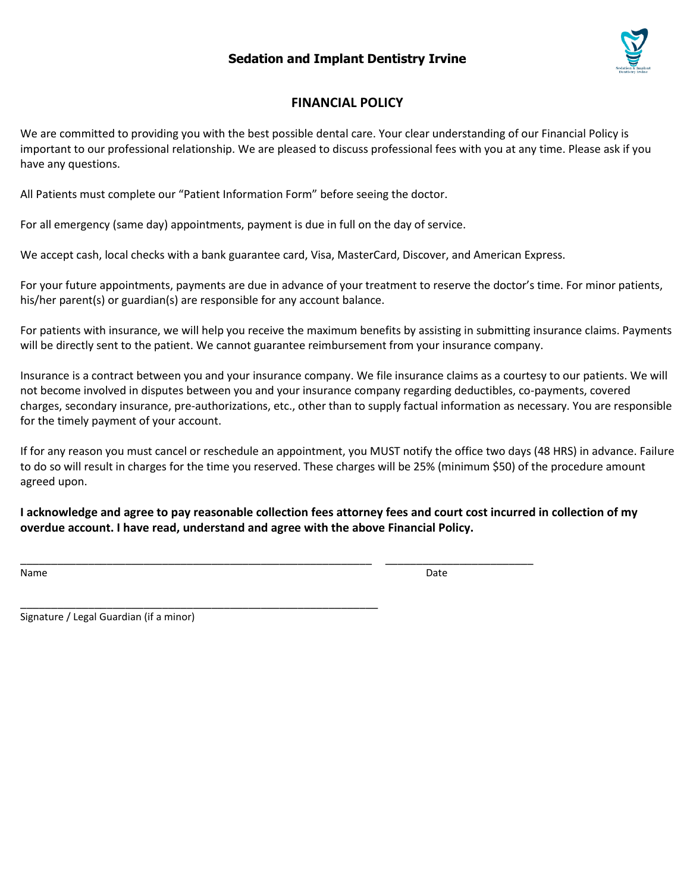## Sedation and Implant Dentistry Irvine

### FINANCIAL POLICY

We are committed to providing you with the best possible dental care. Your clear understanding of our Financial Policy is important to our professional relationship. We are pleased to discuss professional fees with you at any time. Please ask if you have any questions.

All Patients must complete our "Patient Information Form" before seeing the doctor.

For all emergency (same day) appointments, payment is due in full on the day of service.

We accept cash, local checks with a bank guarantee card, Visa, MasterCard, Discover, and American Express.

For your future appointments, payments are due in advance of your treatment to reserve the doctor's time. For minor patients, his/her parent(s) or guardian(s) are responsible for any account balance.

For patients with insurance, we will help you receive the maximum benefits by assisting in submitting insurance claims. Payments will be directly sent to the patient. We cannot guarantee reimbursement from your insurance company.

Insurance is a contract between you and your insurance company. We file insurance claims as a courtesy to our patients. We will not become involved in disputes between you and your insurance company regarding deductibles, co-payments, covered charges, secondary insurance, pre-authorizations, etc., other than to supply factual information as necessary. You are responsible for the timely payment of your account.

If for any reason you must cancel or reschedule an appointment, you MUST notify the office two days (48 HRS) in advance. Failure to do so will result in charges for the time you reserved. These charges will be 25% (minimum $50) of the procedure amount agreed upon.

**I acknowledge and agree to pay reasonable collection fees attorney fees and court cost incurred in collection of my overdue account. I have read, understand and agree with the above Financial Policy.**

_____________________________________________________________ _________________________

Name Date

_____________________________________________________________

Signature / Legal Guardian (if a minor)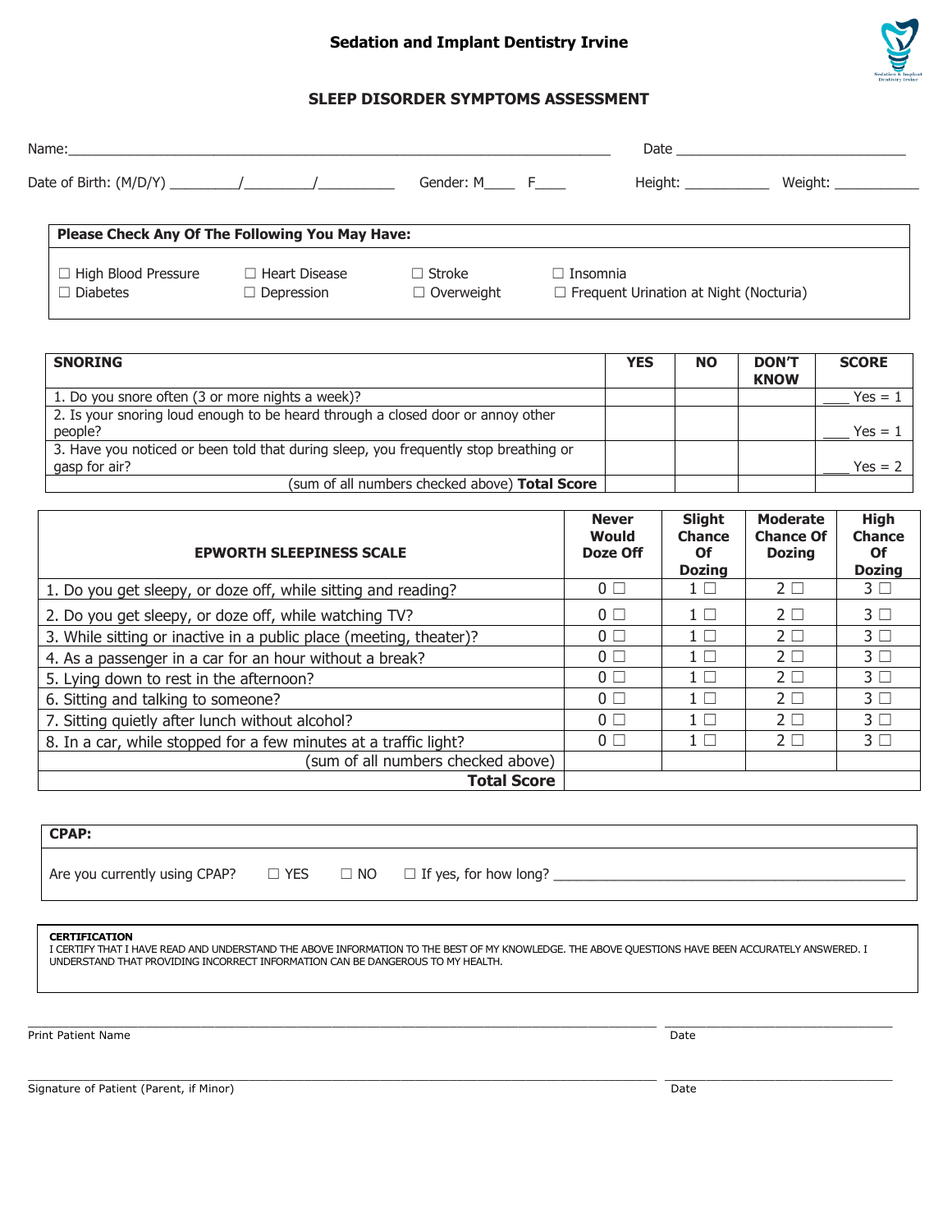**Sedation and Implant Dentistry Irvine**

## SLEEP DISORDER SYMPTOMS ASSESSMENT

Name:_______________________________________________ Date ___________________________

Date of Birth: (M/D/Y) ________/________/_________ Gender: M____ F____ Height: __________ Weight: __________

| **Please Check Any Of The Following You May Have:** | | | |
|---|---|---|---|
| ☐ High Blood Pressure | ☐ Heart Disease | ☐ Stroke | ☐ Insomnia |
| ☐ Diabetes | ☐ Depression | ☐ Overweight | ☐ Frequent Urination at Night (Nocturia) |

| **SNORING** | **YES** | **NO** | **DON'T KNOW** | **SCORE** |
|---|---|---|---|---|
| 1. Do you snore often (3 or more nights a week)? | | | | ___ Yes = 1 |
| 2. Is your snoring loud enough to be heard through a closed door or annoy other people? | | | | ___ Yes = 1 |
| 3. Have you noticed or been told that during sleep, you frequently stop breathing or gasp for air? | | | | ___ Yes = 2 |
| (sum of all numbers checked above) **Total Score** | | | | |

| **EPWORTH SLEEPINESS SCALE** | **Never Would Doze Off** | **Slight Chance Of Dozing** | **Moderate Chance Of Dozing** | **High Chance Of Dozing** |
|---|---|---|---|---|
| 1. Do you get sleepy, or doze off, while sitting and reading? | 0 ☐ | 1 ☐ | 2 ☐ | 3 ☐ |
| 2. Do you get sleepy, or doze off, while watching TV? | 0 ☐ | 1 ☐ | 2 ☐ | 3 ☐ |
| 3. While sitting or inactive in a public place (meeting, theater)? | 0 ☐ | 1 ☐ | 2 ☐ | 3 ☐ |
| 4. As a passenger in a car for an hour without a break? | 0 ☐ | 1 ☐ | 2 ☐ | 3 ☐ |
| 5. Lying down to rest in the afternoon? | 0 ☐ | 1 ☐ | 2 ☐ | 3 ☐ |
| 6. Sitting and talking to someone? | 0 ☐ | 1 ☐ | 2 ☐ | 3 ☐ |
| 7. Sitting quietly after lunch without alcohol? | 0 ☐ | 1 ☐ | 2 ☐ | 3 ☐ |
| 8. In a car, while stopped for a few minutes at a traffic light? | 0 ☐ | 1 ☐ | 2 ☐ | 3 ☐ |
| (sum of all numbers checked above) | | | | |
| **Total Score** | | | | |

**CPAP:**

Are you currently using CPAP? ☐ YES ☐ NO ☐ If yes, for how long? ____________________________________________

**CERTIFICATION**
I CERTIFY THAT I HAVE READ AND UNDERSTAND THE ABOVE INFORMATION TO THE BEST OF MY KNOWLEDGE. THE ABOVE QUESTIONS HAVE BEEN ACCURATELY ANSWERED. I UNDERSTAND THAT PROVIDING INCORRECT INFORMATION CAN BE DANGEROUS TO MY HEALTH.

_______________________________________________ _______________________
Print Patient Name Date

_______________________________________________ _______________________
Signature of Patient (Parent, if Minor) Date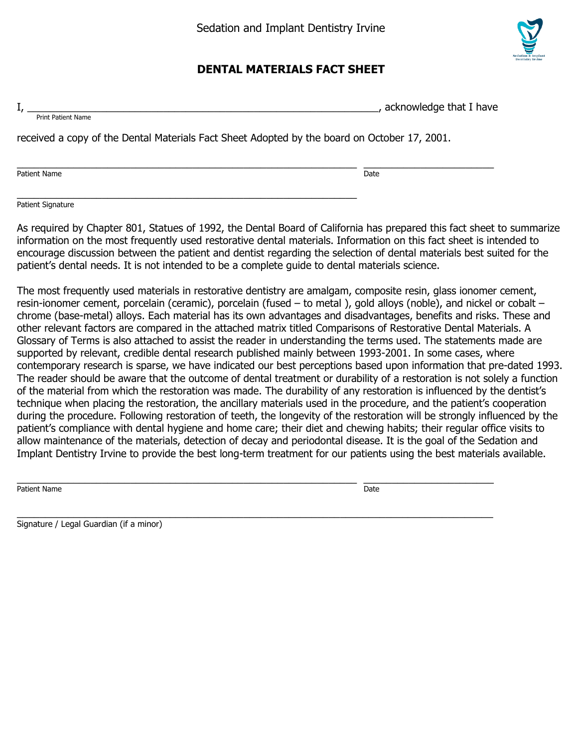Sedation and Implant Dentistry Irvine

# DENTAL MATERIALS FACT SHEET

I, ______________________________________________________________, acknowledge that I have
Print Patient Name

received a copy of the Dental Materials Fact Sheet Adopted by the board on October 17, 2001.

______________________________________________________________ ________________________
Patient Name Date

______________________________________________________________
Patient Signature

As required by Chapter 801, Statues of 1992, the Dental Board of California has prepared this fact sheet to summarize information on the most frequently used restorative dental materials. Information on this fact sheet is intended to encourage discussion between the patient and dentist regarding the selection of dental materials best suited for the patient's dental needs. It is not intended to be a complete guide to dental materials science.

The most frequently used materials in restorative dentistry are amalgam, composite resin, glass ionomer cement, resin-ionomer cement, porcelain (ceramic), porcelain (fused – to metal ), gold alloys (noble), and nickel or cobalt – chrome (base-metal) alloys. Each material has its own advantages and disadvantages, benefits and risks. These and other relevant factors are compared in the attached matrix titled Comparisons of Restorative Dental Materials. A Glossary of Terms is also attached to assist the reader in understanding the terms used. The statements made are supported by relevant, credible dental research published mainly between 1993-2001. In some cases, where contemporary research is sparse, we have indicated our best perceptions based upon information that pre-dated 1993. The reader should be aware that the outcome of dental treatment or durability of a restoration is not solely a function of the material from which the restoration was made. The durability of any restoration is influenced by the dentist's technique when placing the restoration, the ancillary materials used in the procedure, and the patient's cooperation during the procedure. Following restoration of teeth, the longevity of the restoration will be strongly influenced by the patient's compliance with dental hygiene and home care; their diet and chewing habits; their regular office visits to allow maintenance of the materials, detection of decay and periodontal disease. It is the goal of the Sedation and Implant Dentistry Irvine to provide the best long-term treatment for our patients using the best materials available.

______________________________________________________________ ________________________
Patient Name Date

______________________________________________________________________________________
Signature / Legal Guardian (if a minor)